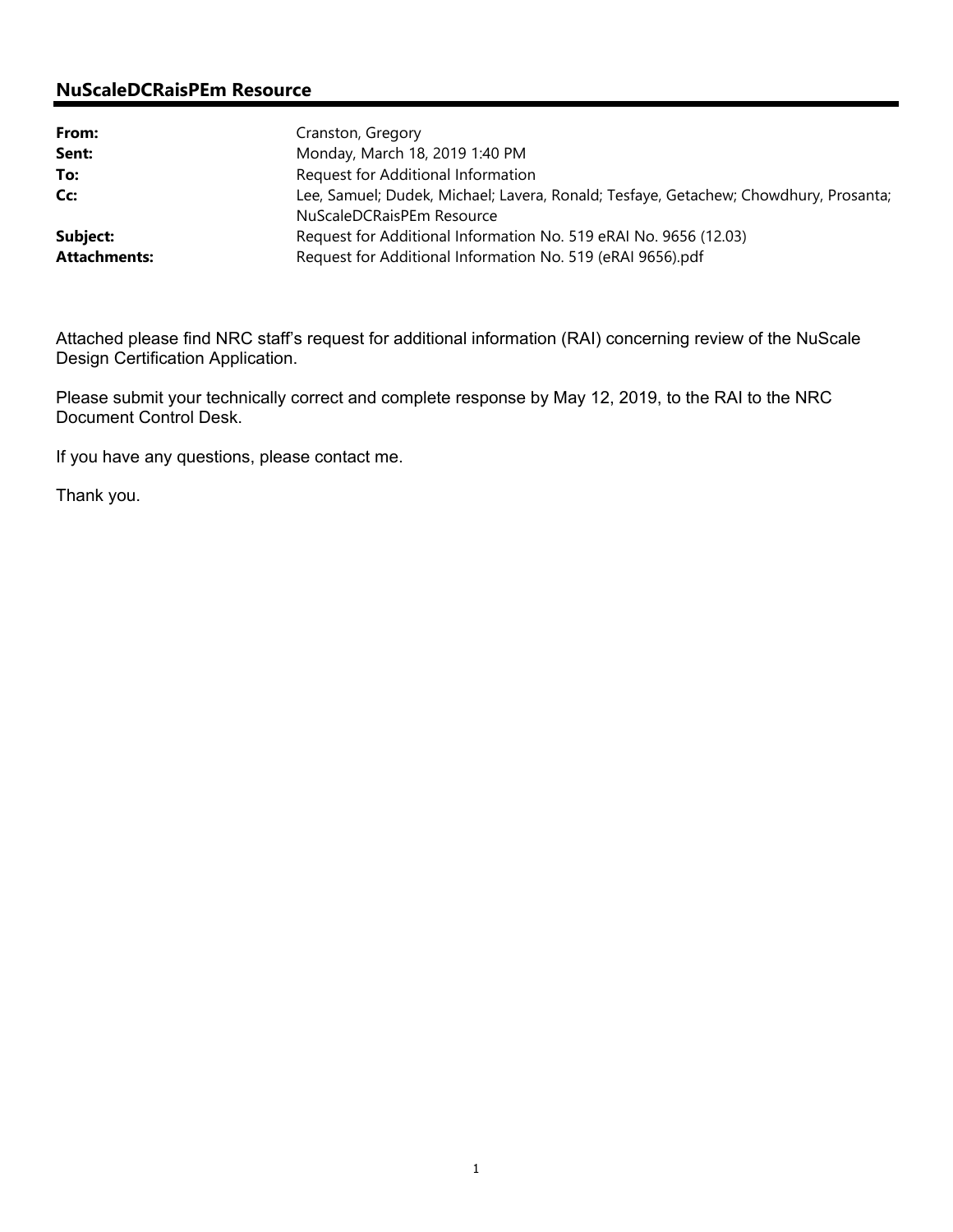## NuScaleDCRaisPEm Resource

| | |
|---|---|
| **From:** | Cranston, Gregory |
| **Sent:** | Monday, March 18, 2019 1:40 PM |
| **To:** | Request for Additional Information |
| **Cc:** | Lee, Samuel; Dudek, Michael; Lavera, Ronald; Tesfaye, Getachew; Chowdhury, Prosanta; NuScaleDCRaisPEm Resource |
| **Subject:** | Request for Additional Information No. 519 eRAI No. 9656 (12.03) |
| **Attachments:** | Request for Additional Information No. 519 (eRAI 9656).pdf |

Attached please find NRC staff's request for additional information (RAI) concerning review of the NuScale Design Certification Application.

Please submit your technically correct and complete response by May 12, 2019, to the RAI to the NRC Document Control Desk.

If you have any questions, please contact me.

Thank you.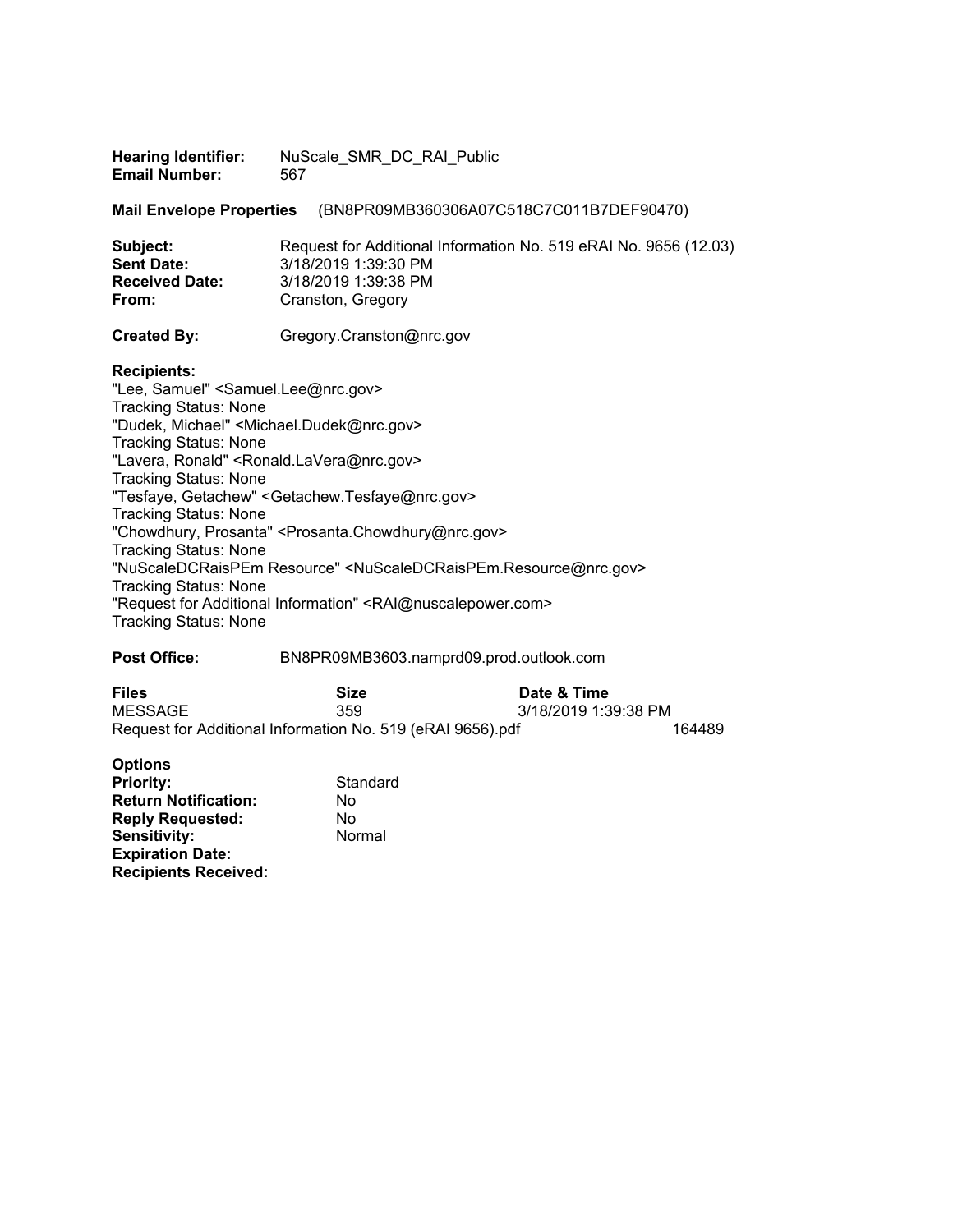**Hearing Identifier:** NuScale_SMR_DC_RAI_Public
**Email Number:** 567

**Mail Envelope Properties** (BN8PR09MB360306A07C518C7C011B7DEF90470)

**Subject:** Request for Additional Information No. 519 eRAI No. 9656 (12.03)
**Sent Date:** 3/18/2019 1:39:30 PM
**Received Date:** 3/18/2019 1:39:38 PM
**From:** Cranston, Gregory

**Created By:** Gregory.Cranston@nrc.gov

**Recipients:**
"Lee, Samuel" <Samuel.Lee@nrc.gov>
Tracking Status: None
"Dudek, Michael" <Michael.Dudek@nrc.gov>
Tracking Status: None
"Lavera, Ronald" <Ronald.LaVera@nrc.gov>
Tracking Status: None
"Tesfaye, Getachew" <Getachew.Tesfaye@nrc.gov>
Tracking Status: None
"Chowdhury, Prosanta" <Prosanta.Chowdhury@nrc.gov>
Tracking Status: None
"NuScaleDCRaisPEm Resource" <NuScaleDCRaisPEm.Resource@nrc.gov>
Tracking Status: None
"Request for Additional Information" <RAI@nuscalepower.com>
Tracking Status: None

**Post Office:** BN8PR09MB3603.namprd09.prod.outlook.com

| Files | Size | Date & Time |
|---|---|---|
| MESSAGE | 359 | 3/18/2019 1:39:38 PM |
| Request for Additional Information No. 519 (eRAI 9656).pdf | 164489 | |

**Options**
**Priority:** Standard
**Return Notification:** No
**Reply Requested:** No
**Sensitivity:** Normal
**Expiration Date:**
**Recipients Received:**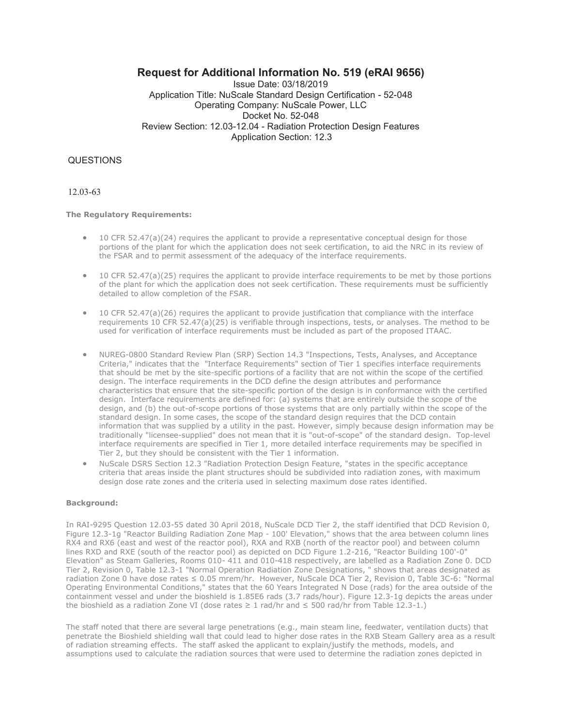# Request for Additional Information No. 519 (eRAI 9656)

Issue Date: 03/18/2019
Application Title: NuScale Standard Design Certification - 52-048
Operating Company: NuScale Power, LLC
Docket No. 52-048
Review Section: 12.03-12.04 - Radiation Protection Design Features
Application Section: 12.3

## QUESTIONS

### 12.03-63

**The Regulatory Requirements:**

- 10 CFR 52.47(a)(24) requires the applicant to provide a representative conceptual design for those portions of the plant for which the application does not seek certification, to aid the NRC in its review of the FSAR and to permit assessment of the adequacy of the interface requirements.
- 10 CFR 52.47(a)(25) requires the applicant to provide interface requirements to be met by those portions of the plant for which the application does not seek certification. These requirements must be sufficiently detailed to allow completion of the FSAR.
- 10 CFR 52.47(a)(26) requires the applicant to provide justification that compliance with the interface requirements 10 CFR 52.47(a)(25) is verifiable through inspections, tests, or analyses. The method to be used for verification of interface requirements must be included as part of the proposed ITAAC.
- NUREG-0800 Standard Review Plan (SRP) Section 14.3 "Inspections, Tests, Analyses, and Acceptance Criteria," indicates that the "Interface Requirements" section of Tier 1 specifies interface requirements that should be met by the site-specific portions of a facility that are not within the scope of the certified design. The interface requirements in the DCD define the design attributes and performance characteristics that ensure that the site-specific portion of the design is in conformance with the certified design. Interface requirements are defined for: (a) systems that are entirely outside the scope of the design, and (b) the out-of-scope portions of those systems that are only partially within the scope of the standard design. In some cases, the scope of the standard design requires that the DCD contain information that was supplied by a utility in the past. However, simply because design information may be traditionally "licensee-supplied" does not mean that it is "out-of-scope" of the standard design. Top-level interface requirements are specified in Tier 1, more detailed interface requirements may be specified in Tier 2, but they should be consistent with the Tier 1 information.
- NuScale DSRS Section 12.3 "Radiation Protection Design Feature, "states in the specific acceptance criteria that areas inside the plant structures should be subdivided into radiation zones, with maximum design dose rate zones and the criteria used in selecting maximum dose rates identified.

**Background:**

In RAI-9295 Question 12.03-55 dated 30 April 2018, NuScale DCD Tier 2, the staff identified that DCD Revision 0, Figure 12.3-1g "Reactor Building Radiation Zone Map - 100' Elevation," shows that the area between column lines RX4 and RX6 (east and west of the reactor pool), RXA and RXB (north of the reactor pool) and between column lines RXD and RXE (south of the reactor pool) as depicted on DCD Figure 1.2-216, "Reactor Building 100'-0" Elevation" as Steam Galleries, Rooms 010- 411 and 010-418 respectively, are labelled as a Radiation Zone 0. DCD Tier 2, Revision 0, Table 12.3-1 "Normal Operation Radiation Zone Designations, " shows that areas designated as radiation Zone 0 have dose rates ≤ 0.05 mrem/hr. However, NuScale DCA Tier 2, Revision 0, Table 3C-6: "Normal Operating Environmental Conditions," states that the 60 Years Integrated N Dose (rads) for the area outside of the containment vessel and under the bioshield is 1.85E6 rads (3.7 rads/hour). Figure 12.3-1g depicts the areas under the bioshield as a radiation Zone VI (dose rates ≥ 1 rad/hr and ≤ 500 rad/hr from Table 12.3-1.)

The staff noted that there are several large penetrations (e.g., main steam line, feedwater, ventilation ducts) that penetrate the Bioshield shielding wall that could lead to higher dose rates in the RXB Steam Gallery area as a result of radiation streaming effects. The staff asked the applicant to explain/justify the methods, models, and assumptions used to calculate the radiation sources that were used to determine the radiation zones depicted in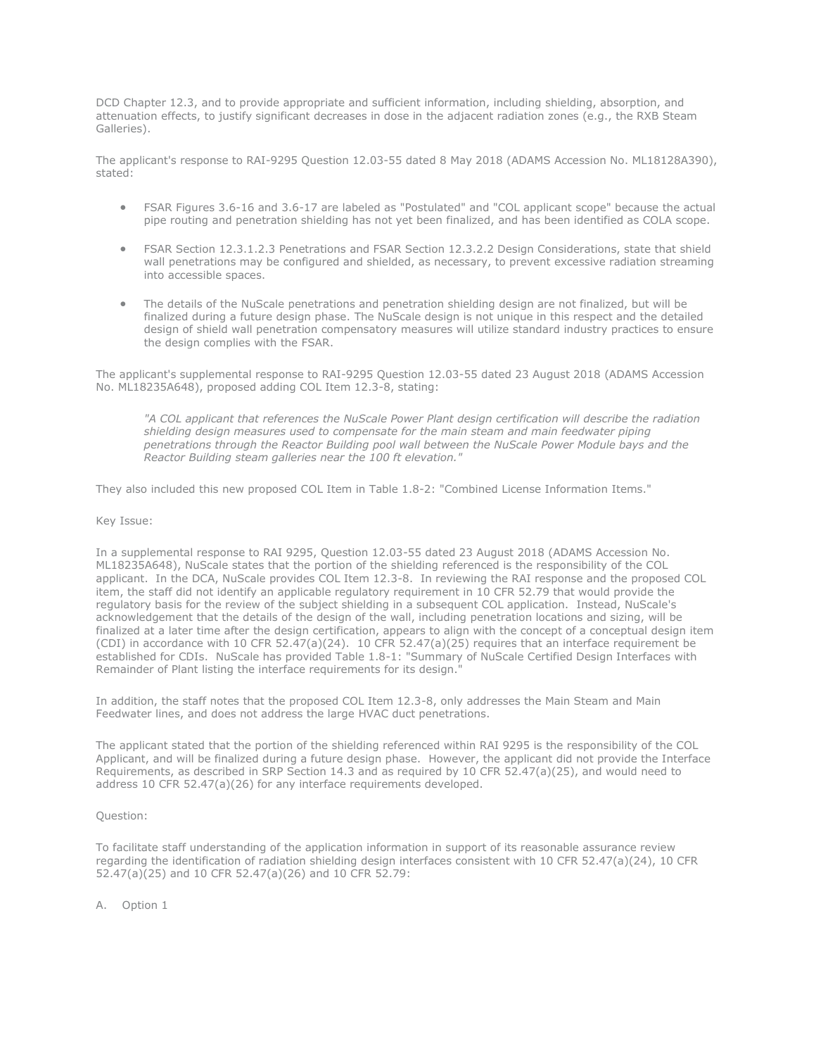DCD Chapter 12.3, and to provide appropriate and sufficient information, including shielding, absorption, and attenuation effects, to justify significant decreases in dose in the adjacent radiation zones (e.g., the RXB Steam Galleries).

The applicant's response to RAI-9295 Question 12.03-55 dated 8 May 2018 (ADAMS Accession No. ML18128A390), stated:

- FSAR Figures 3.6-16 and 3.6-17 are labeled as "Postulated" and "COL applicant scope" because the actual pipe routing and penetration shielding has not yet been finalized, and has been identified as COLA scope.
- FSAR Section 12.3.1.2.3 Penetrations and FSAR Section 12.3.2.2 Design Considerations, state that shield wall penetrations may be configured and shielded, as necessary, to prevent excessive radiation streaming into accessible spaces.
- The details of the NuScale penetrations and penetration shielding design are not finalized, but will be finalized during a future design phase. The NuScale design is not unique in this respect and the detailed design of shield wall penetration compensatory measures will utilize standard industry practices to ensure the design complies with the FSAR.

The applicant's supplemental response to RAI-9295 Question 12.03-55 dated 23 August 2018 (ADAMS Accession No. ML18235A648), proposed adding COL Item 12.3-8, stating:

> *"A COL applicant that references the NuScale Power Plant design certification will describe the radiation shielding design measures used to compensate for the main steam and main feedwater piping penetrations through the Reactor Building pool wall between the NuScale Power Module bays and the Reactor Building steam galleries near the 100 ft elevation."*

They also included this new proposed COL Item in Table 1.8-2: "Combined License Information Items."

Key Issue:

In a supplemental response to RAI 9295, Question 12.03-55 dated 23 August 2018 (ADAMS Accession No. ML18235A648), NuScale states that the portion of the shielding referenced is the responsibility of the COL applicant. In the DCA, NuScale provides COL Item 12.3-8. In reviewing the RAI response and the proposed COL item, the staff did not identify an applicable regulatory requirement in 10 CFR 52.79 that would provide the regulatory basis for the review of the subject shielding in a subsequent COL application. Instead, NuScale's acknowledgement that the details of the design of the wall, including penetration locations and sizing, will be finalized at a later time after the design certification, appears to align with the concept of a conceptual design item (CDI) in accordance with 10 CFR 52.47(a)(24). 10 CFR 52.47(a)(25) requires that an interface requirement be established for CDIs. NuScale has provided Table 1.8-1: "Summary of NuScale Certified Design Interfaces with Remainder of Plant listing the interface requirements for its design."

In addition, the staff notes that the proposed COL Item 12.3-8, only addresses the Main Steam and Main Feedwater lines, and does not address the large HVAC duct penetrations.

The applicant stated that the portion of the shielding referenced within RAI 9295 is the responsibility of the COL Applicant, and will be finalized during a future design phase. However, the applicant did not provide the Interface Requirements, as described in SRP Section 14.3 and as required by 10 CFR 52.47(a)(25), and would need to address 10 CFR 52.47(a)(26) for any interface requirements developed.

Question:

To facilitate staff understanding of the application information in support of its reasonable assurance review regarding the identification of radiation shielding design interfaces consistent with 10 CFR 52.47(a)(24), 10 CFR 52.47(a)(25) and 10 CFR 52.47(a)(26) and 10 CFR 52.79:

A. Option 1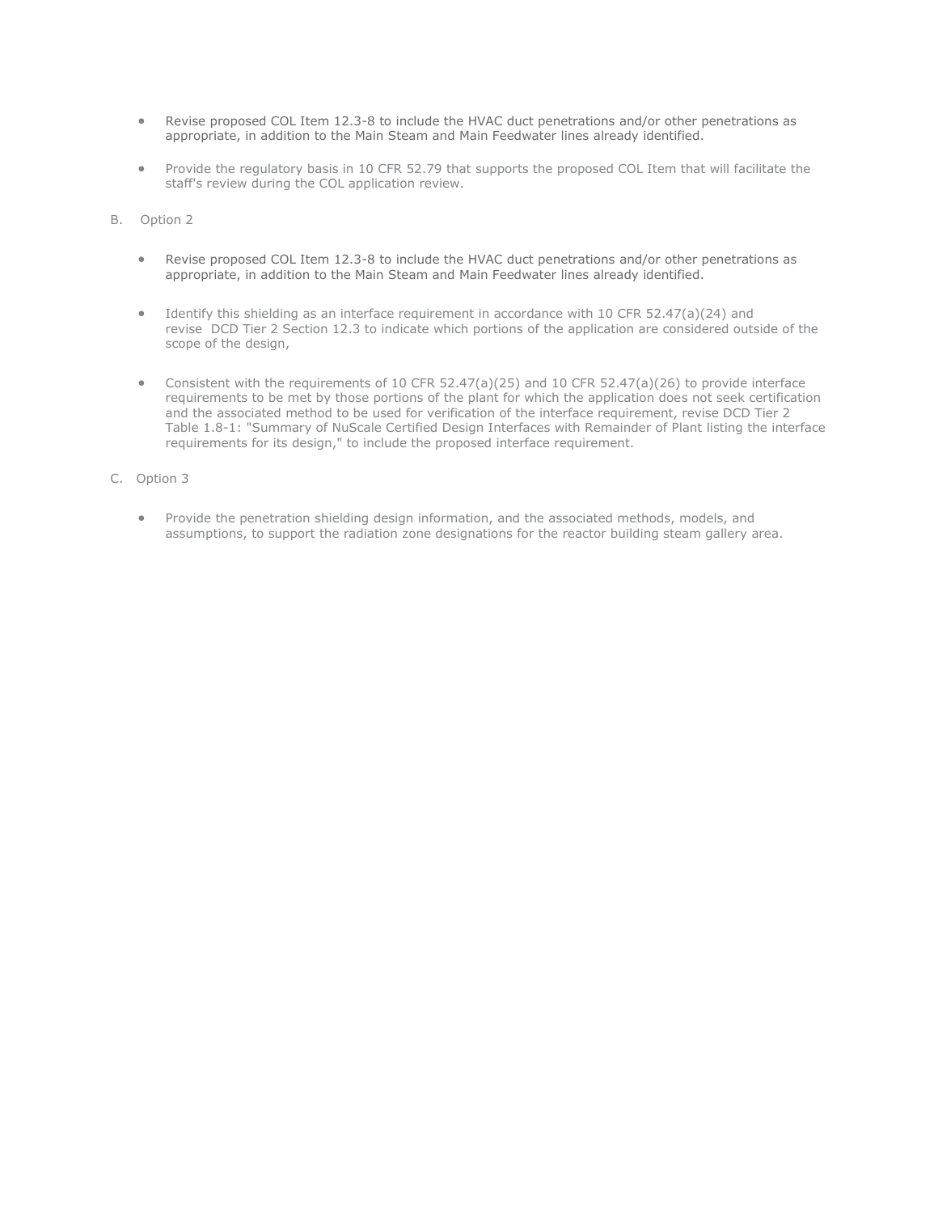- Revise proposed COL Item 12.3-8 to include the HVAC duct penetrations and/or other penetrations as appropriate, in addition to the Main Steam and Main Feedwater lines already identified.
- Provide the regulatory basis in 10 CFR 52.79 that supports the proposed COL Item that will facilitate the staff's review during the COL application review.

B. Option 2

- Revise proposed COL Item 12.3-8 to include the HVAC duct penetrations and/or other penetrations as appropriate, in addition to the Main Steam and Main Feedwater lines already identified.
- Identify this shielding as an interface requirement in accordance with 10 CFR 52.47(a)(24) and revise DCD Tier 2 Section 12.3 to indicate which portions of the application are considered outside of the scope of the design,
- Consistent with the requirements of 10 CFR 52.47(a)(25) and 10 CFR 52.47(a)(26) to provide interface requirements to be met by those portions of the plant for which the application does not seek certification and the associated method to be used for verification of the interface requirement, revise DCD Tier 2 Table 1.8-1: "Summary of NuScale Certified Design Interfaces with Remainder of Plant listing the interface requirements for its design," to include the proposed interface requirement.

C. Option 3

- Provide the penetration shielding design information, and the associated methods, models, and assumptions, to support the radiation zone designations for the reactor building steam gallery area.